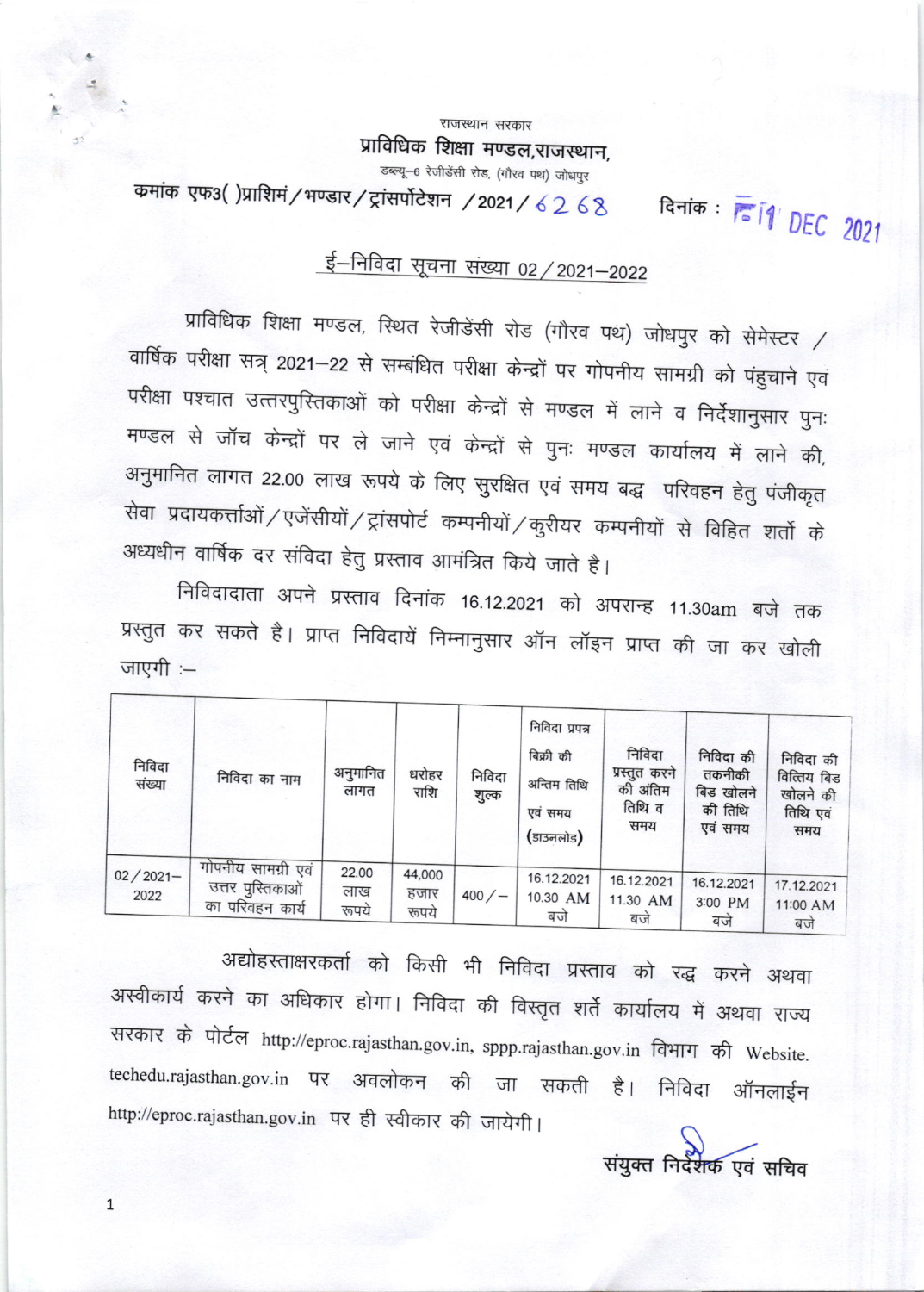राजस्थान सरकार

## प्राविधिक शिक्षा मण्डल,राजस्थान,

डब्ल्यू–6 रेजीडेंसी रोड, (गौरव पथ) जोधपुर

क्रमांक एफ3( )प्राशिमं/भण्डार/ट्रांसपोर्टेशन /2021/6268 दिनांक : 11 DEC 2021

### ई–निविदा सूचना संख्या 02/2021–2022

प्राविधिक शिक्षा मण्डल, स्थित रेजीडेंसी रोड (गौरव पथ) जोधपुर को सेमेस्टर / वार्षिक परीक्षा सत्र 2021–22 से सम्बंधित परीक्षा केन्द्रों पर गोपनीय सामग्री को पंहुचाने एवं परीक्षा पश्चात उत्तरपुस्तिकाओं को परीक्षा केन्द्रों से मण्डल में लाने व निर्देशानुसार पुनः मण्डल से जॉच केन्द्रों पर ले जाने एवं केन्द्रों से पुनः मण्डल कार्यालय में लाने की, अनुमानित लागत 22.00 लाख रूपये के लिए सुरक्षित एवं समय बद्ध परिवहन हेतु पंजीकृत सेवा प्रदायकर्त्ताओं/एजेंसीयों/ट्रांसपोर्ट कम्पनीयों/कुरीयर कम्पनीयों से विहित शर्तो के अध्यधीन वार्षिक दर संविदा हेतु प्रस्ताव आमंत्रित किये जाते है।

निविदादाता अपने प्रस्ताव दिनांक 16.12.2021 को अपरान्ह 11.30am बजे तक प्रस्तुत कर सकते है। प्राप्त निविदायें निम्नानुसार ऑन लॉइन प्राप्त की जा कर खोली जाएगी :–

| निविदा संख्या | निविदा का नाम | अनुमानित लागत | धरोहर राशि | निविदा शुल्क | निविदा प्रपत्र बिक्री की अन्तिम तिथि एवं समय (डाउनलोड) | निविदा प्रस्तुत करने की अंतिम तिथि व समय | निविदा की तकनीकी बिड खोलने की तिथि एवं समय | निविदा की वित्तिय बिड खोलने की तिथि एवं समय |
|---|---|---|---|---|---|---|---|---|
| 02/2021–2022 | गोपनीय सामग्री एवं उत्तर पुस्तिकाओं का परिवहन कार्य | 22.00 लाख रूपये | 44,000 हजार रूपये | 400/– | 16.12.2021 10.30 AM बजे | 16.12.2021 11.30 AM बजे | 16.12.2021 3:00 PM बजे | 17.12.2021 11:00 AM बजे |

अद्योहस्ताक्षरकर्ता को किसी भी निविदा प्रस्ताव को रद्ध करने अथवा अस्वीकार्य करने का अधिकार होगा। निविदा की विस्तृत शर्ते कार्यालय में अथवा राज्य सरकार के पोर्टल http://eproc.rajasthan.gov.in, sppp.rajasthan.gov.in विभाग की Website. techedu.rajasthan.gov.in पर अवलोकन की जा सकती है। निविदा ऑनलाईन http://eproc.rajasthan.gov.in पर ही स्वीकार की जायेगी।

संयुक्त निदेशक एवं सचिव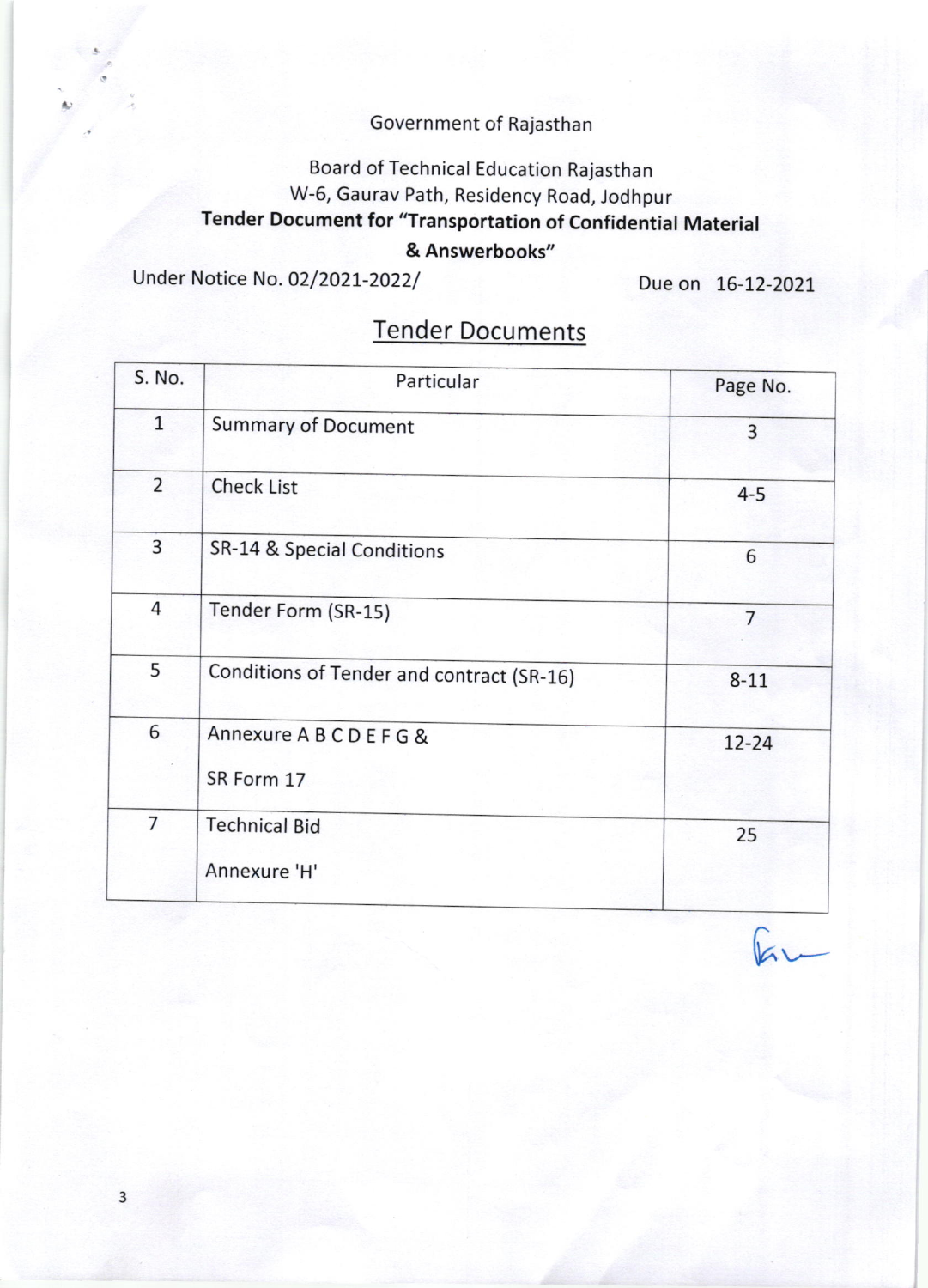Government of Rajasthan

Board of Technical Education Rajasthan
W-6, Gaurav Path, Residency Road, Jodhpur

**Tender Document for "Transportation of Confidential Material & Answerbooks"**

Under Notice No. 02/2021-2022/ Due on 16-12-2021

## Tender Documents

| S. No. | Particular | Page No. |
|---|---|---|
| 1 | Summary of Document | 3 |
| 2 | Check List | 4-5 |
| 3 | SR-14 & Special Conditions | 6 |
| 4 | Tender Form (SR-15) | 7 |
| 5 | Conditions of Tender and contract (SR-16) | 8-11 |
| 6 | Annexure A B C D E F G & SR Form 17 | 12-24 |
| 7 | Technical Bid Annexure 'H' | 25 |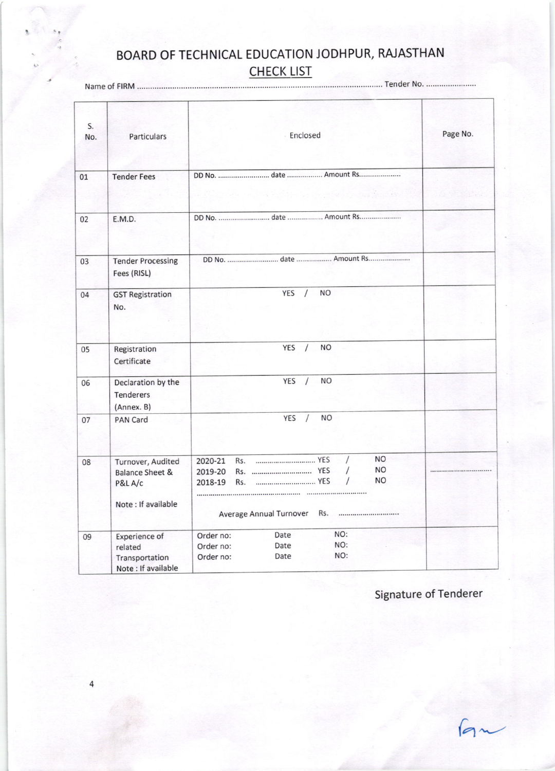# BOARD OF TECHNICAL EDUCATION JODHPUR, RAJASTHAN

## CHECK LIST

Name of FIRM ............................................................................................................ Tender No. ......................

| S. No. | Particulars | Enclosed | Page No. |
|---|---|---|---|
| 01 | Tender Fees | DD No. ......................... date ................. Amount Rs.................... | |
| 02 | E.M.D. | DD No. ......................... date ................. Amount Rs.................... | |
| 03 | Tender Processing Fees (RISL) | DD No. ......................... date ................. Amount Rs.................... | |
| 04 | GST Registration No. | YES / NO | |
| 05 | Registration Certificate | YES / NO | |
| 06 | Declaration by the Tenderers (Annex. B) | YES / NO | |
| 07 | PAN Card | YES / NO | |
| 08 | Turnover, Audited Balance Sheet & P&L A/c<br><br>Note : If available | 2020-21 Rs. ............................ YES / NO<br>2019-20 Rs. ............................ YES / NO<br>2018-19 Rs. ............................ YES / NO<br>................................................ ............................<br>Average Annual Turnover Rs. ............................ | ............................ |
| 09 | Experience of related Transportation<br>Note : If available | Order no: Date NO:<br>Order no: Date NO:<br>Order no: Date NO: | |

Signature of Tenderer